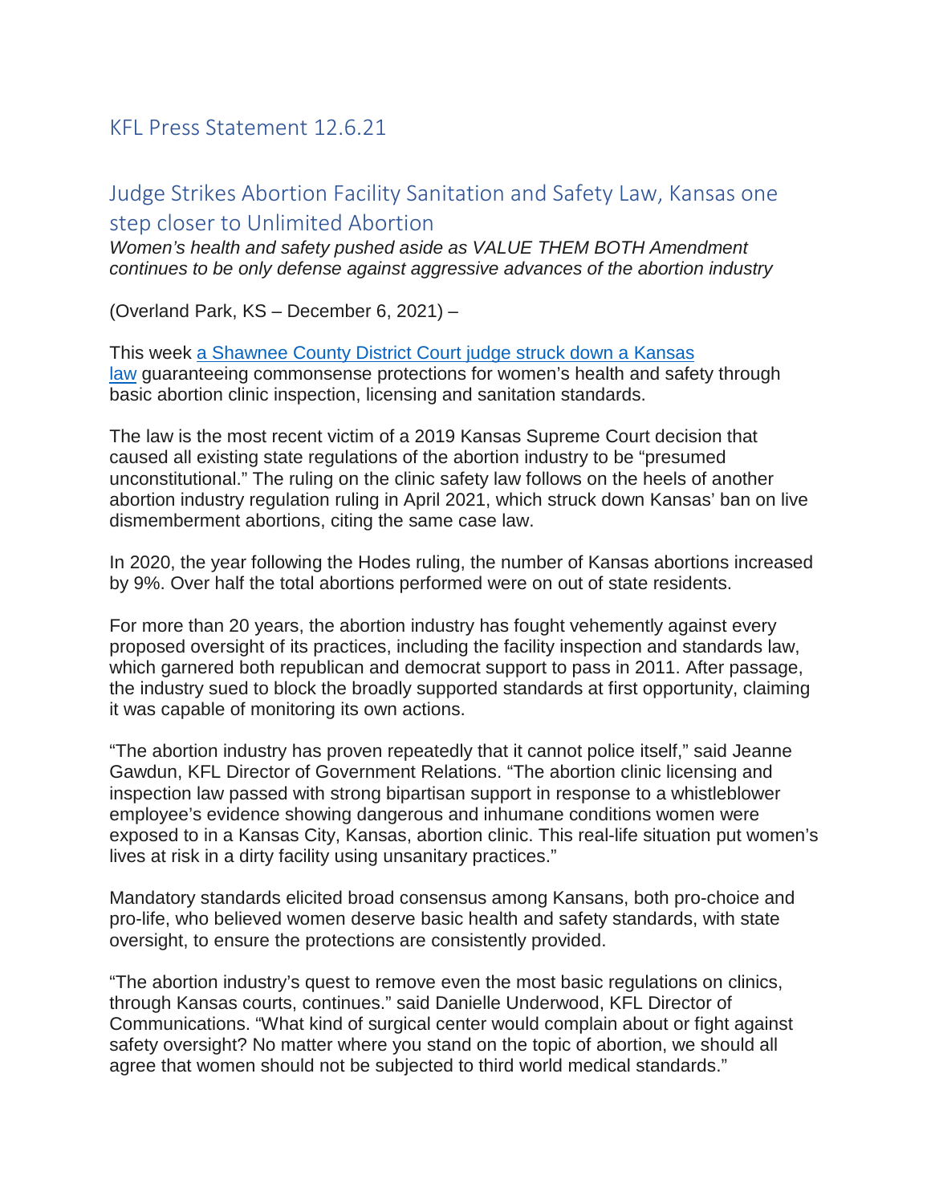# KFL Press Statement 12.6.21

## Judge Strikes Abortion Facility Sanitation and Safety Law, Kansas one step closer to Unlimited Abortion

*Women's health and safety pushed aside as VALUE THEM BOTH Amendment continues to be only defense against aggressive advances of the abortion industry*

(Overland Park, KS – December 6, 2021) –

This week [a Shawnee County District Court judge struck down a Kansas law]() guaranteeing commonsense protections for women's health and safety through basic abortion clinic inspection, licensing and sanitation standards.

The law is the most recent victim of a 2019 Kansas Supreme Court decision that caused all existing state regulations of the abortion industry to be "presumed unconstitutional." The ruling on the clinic safety law follows on the heels of another abortion industry regulation ruling in April 2021, which struck down Kansas' ban on live dismemberment abortions, citing the same case law.

In 2020, the year following the Hodes ruling, the number of Kansas abortions increased by 9%. Over half the total abortions performed were on out of state residents.

For more than 20 years, the abortion industry has fought vehemently against every proposed oversight of its practices, including the facility inspection and standards law, which garnered both republican and democrat support to pass in 2011. After passage, the industry sued to block the broadly supported standards at first opportunity, claiming it was capable of monitoring its own actions.

"The abortion industry has proven repeatedly that it cannot police itself," said Jeanne Gawdun, KFL Director of Government Relations. "The abortion clinic licensing and inspection law passed with strong bipartisan support in response to a whistleblower employee's evidence showing dangerous and inhumane conditions women were exposed to in a Kansas City, Kansas, abortion clinic. This real-life situation put women's lives at risk in a dirty facility using unsanitary practices."

Mandatory standards elicited broad consensus among Kansans, both pro-choice and pro-life, who believed women deserve basic health and safety standards, with state oversight, to ensure the protections are consistently provided.

"The abortion industry's quest to remove even the most basic regulations on clinics, through Kansas courts, continues." said Danielle Underwood, KFL Director of Communications. "What kind of surgical center would complain about or fight against safety oversight? No matter where you stand on the topic of abortion, we should all agree that women should not be subjected to third world medical standards."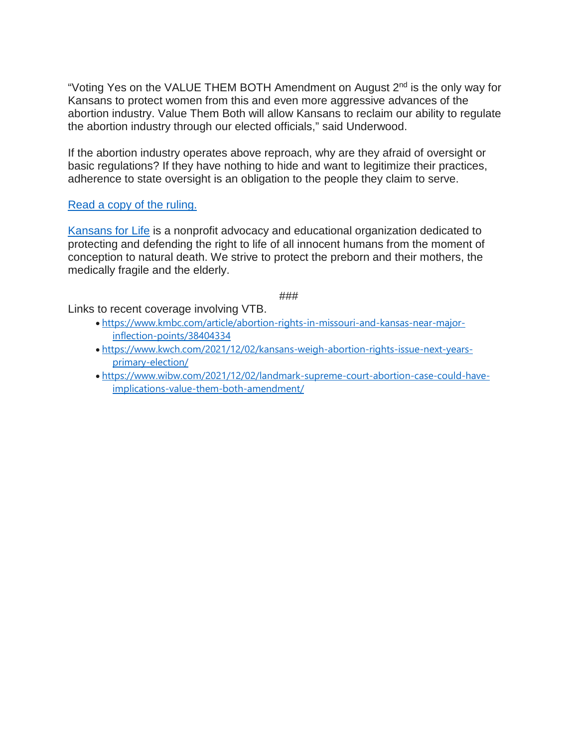"Voting Yes on the VALUE THEM BOTH Amendment on August 2nd is the only way for Kansans to protect women from this and even more aggressive advances of the abortion industry. Value Them Both will allow Kansans to reclaim our ability to regulate the abortion industry through our elected officials," said Underwood.

If the abortion industry operates above reproach, why are they afraid of oversight or basic regulations? If they have nothing to hide and want to legitimize their practices, adherence to state oversight is an obligation to the people they claim to serve.

Read a copy of the ruling.

Kansans for Life is a nonprofit advocacy and educational organization dedicated to protecting and defending the right to life of all innocent humans from the moment of conception to natural death. We strive to protect the preborn and their mothers, the medically fragile and the elderly.

###

Links to recent coverage involving VTB.

- https://www.kmbc.com/article/abortion-rights-in-missouri-and-kansas-near-major-inflection-points/38404334
- https://www.kwch.com/2021/12/02/kansans-weigh-abortion-rights-issue-next-years-primary-election/
- https://www.wibw.com/2021/12/02/landmark-supreme-court-abortion-case-could-have-implications-value-them-both-amendment/